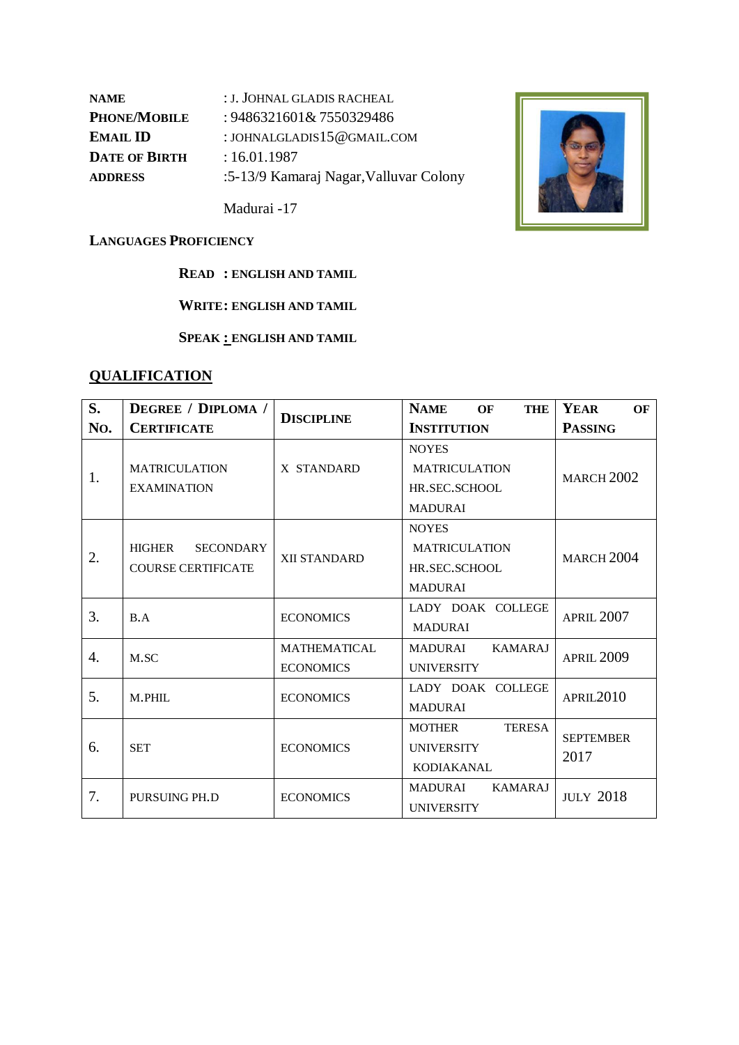**NAME** : J. JOHNAL GLADIS RACHEAL

**PHONE/MOBILE** : 9486321601& 7550329486

**EMAIL ID** : JOHNALGLADIS15@GMAIL.COM

**DATE OF BIRTH** : 16.01.1987

**ADDRESS** :5-13/9 Kamaraj Nagar,Valluvar Colony

Madurai -17

**LANGUAGES PROFICIENCY**

**READ : ENGLISH AND TAMIL**

**WRITE: ENGLISH AND TAMIL**

**SPEAK : ENGLISH AND TAMIL**

## QUALIFICATION

| S. No. | DEGREE / DIPLOMA / CERTIFICATE | DISCIPLINE | NAME OF THE INSTITUTION | YEAR OF PASSING |
|---|---|---|---|---|
| 1. | MATRICULATION EXAMINATION | X STANDARD | NOYES MATRICULATION HR.SEC.SCHOOL MADURAI | MARCH 2002 |
| 2. | HIGHER SECONDARY COURSE CERTIFICATE | XII STANDARD | NOYES MATRICULATION HR.SEC.SCHOOL MADURAI | MARCH 2004 |
| 3. | B.A | ECONOMICS | LADY DOAK COLLEGE MADURAI | APRIL 2007 |
| 4. | M.SC | MATHEMATICAL ECONOMICS | MADURAI KAMARAJ UNIVERSITY | APRIL 2009 |
| 5. | M.PHIL | ECONOMICS | LADY DOAK COLLEGE MADURAI | APRIL2010 |
| 6. | SET | ECONOMICS | MOTHER TERESA UNIVERSITY KODIAKANAL | SEPTEMBER 2017 |
| 7. | PURSUING PH.D | ECONOMICS | MADURAI KAMARAJ UNIVERSITY | JULY 2018 |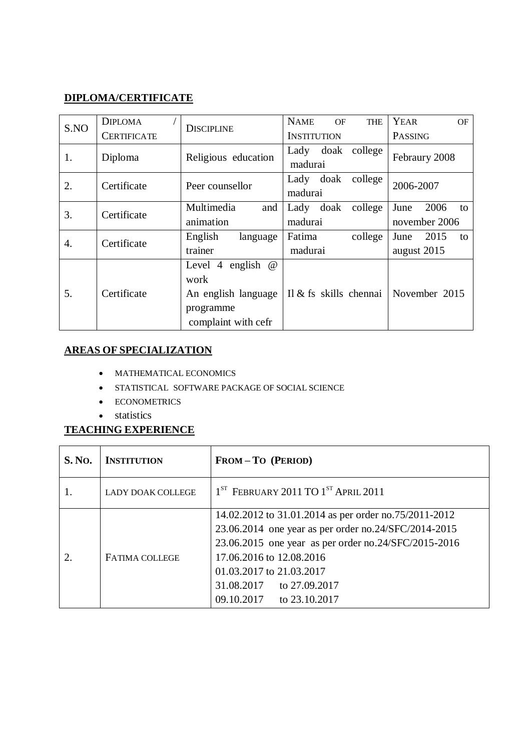**DIPLOMA/CERTIFICATE**

| S.NO | DIPLOMA / CERTIFICATE | DISCIPLINE | NAME OF THE INSTITUTION | YEAR OF PASSING |
|---|---|---|---|---|
| 1. | Diploma | Religious education | Lady doak college madurai | Febraury 2008 |
| 2. | Certificate | Peer counsellor | Lady doak college madurai | 2006-2007 |
| 3. | Certificate | Multimedia and animation | Lady doak college madurai | June 2006 to november 2006 |
| 4. | Certificate | English language trainer | Fatima college madurai | June 2015 to august 2015 |
| 5. | Certificate | Level 4 english @ work An english language programme complaint with cefr | Il & fs skills chennai | November 2015 |

**AREAS OF SPECIALIZATION**

- MATHEMATICAL ECONOMICS
- STATISTICAL SOFTWARE PACKAGE OF SOCIAL SCIENCE
- ECONOMETRICS
- statistics

**TEACHING EXPERIENCE**

| S. NO. | INSTITUTION | FROM – TO (PERIOD) |
|---|---|---|
| 1. | LADY DOAK COLLEGE | 1ST FEBRUARY 2011 TO 1ST APRIL 2011 |
| 2. | FATIMA COLLEGE | 14.02.2012 to 31.01.2014 as per order no.75/2011-2012<br>23.06.2014 one year as per order no.24/SFC/2014-2015<br>23.06.2015 one year as per order no.24/SFC/2015-2016<br>17.06.2016 to 12.08.2016<br>01.03.2017 to 21.03.2017<br>31.08.2017 to 27.09.2017<br>09.10.2017 to 23.10.2017 |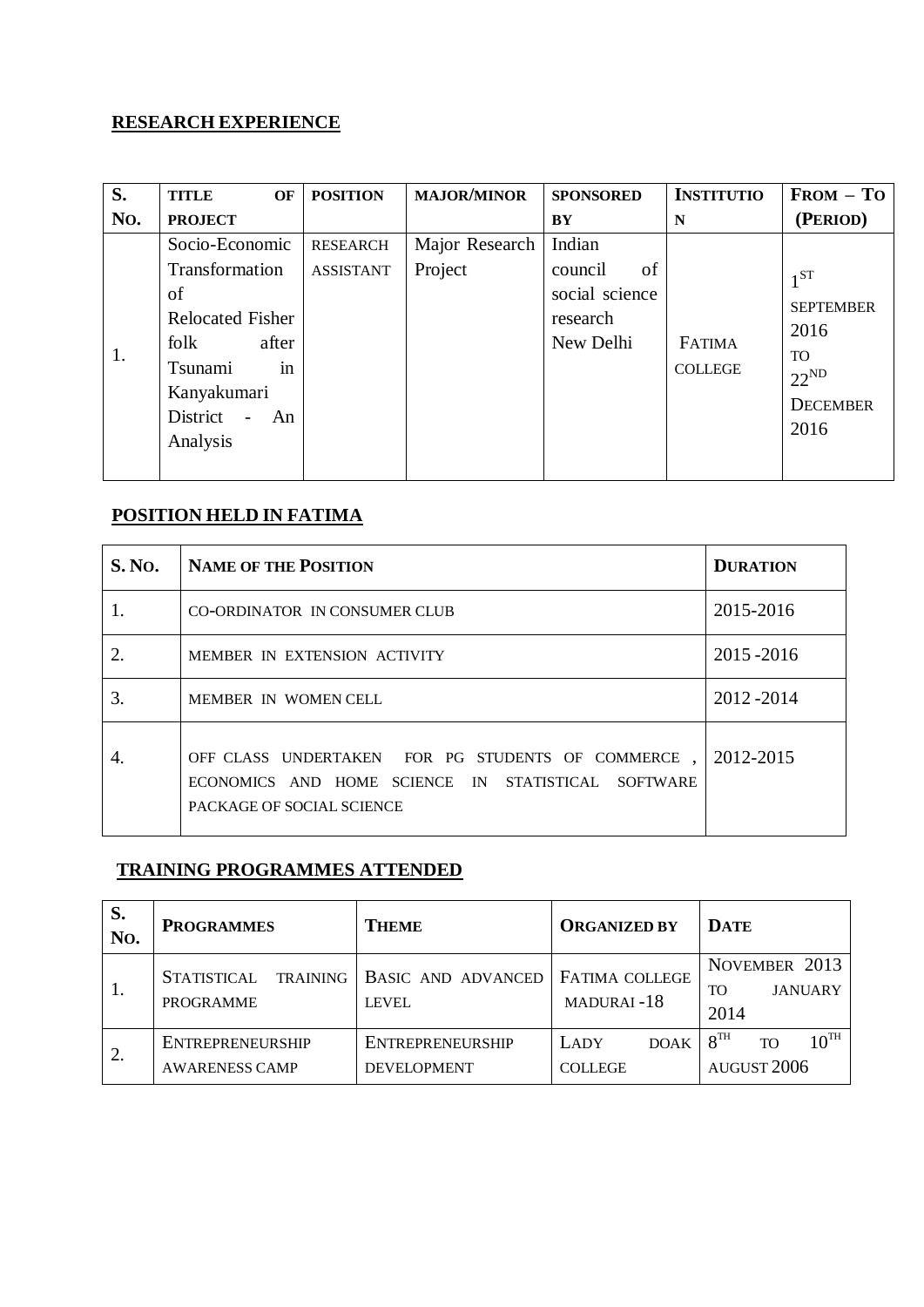## RESEARCH EXPERIENCE

| S. No. | TITLE OF PROJECT | POSITION | MAJOR/MINOR | SPONSORED BY | INSTITUTION | FROM – TO (PERIOD) |
|---|---|---|---|---|---|---|
| 1. | Socio-Economic Transformation of Relocated Fisher folk after Tsunami in Kanyakumari District - An Analysis | RESEARCH ASSISTANT | Major Research Project | Indian council of social science research New Delhi | FATIMA COLLEGE | $1^{ST}$ SEPTEMBER 2016 TO $22^{ND}$ DECEMBER 2016 |

## POSITION HELD IN FATIMA

| S. NO. | NAME OF THE POSITION | DURATION |
|---|---|---|
| 1. | CO-ORDINATOR IN CONSUMER CLUB | 2015-2016 |
| 2. | MEMBER IN EXTENSION ACTIVITY | 2015 -2016 |
| 3. | MEMBER IN WOMEN CELL | 2012 -2014 |
| 4. | OFF CLASS UNDERTAKEN FOR PG STUDENTS OF COMMERCE , ECONOMICS AND HOME SCIENCE IN STATISTICAL SOFTWARE PACKAGE OF SOCIAL SCIENCE | 2012-2015 |

## TRAINING PROGRAMMES ATTENDED

| S. No. | PROGRAMMES | THEME | ORGANIZED BY | DATE |
|---|---|---|---|---|
| 1. | STATISTICAL TRAINING PROGRAMME | BASIC AND ADVANCED LEVEL | FATIMA COLLEGE MADURAI -18 | NOVEMBER 2013 TO JANUARY 2014 |
| 2. | ENTREPRENEURSHIP AWARENESS CAMP | ENTREPRENEURSHIP DEVELOPMENT | LADY DOAK COLLEGE | $8^{TH}$ TO $10^{TH}$ AUGUST 2006 |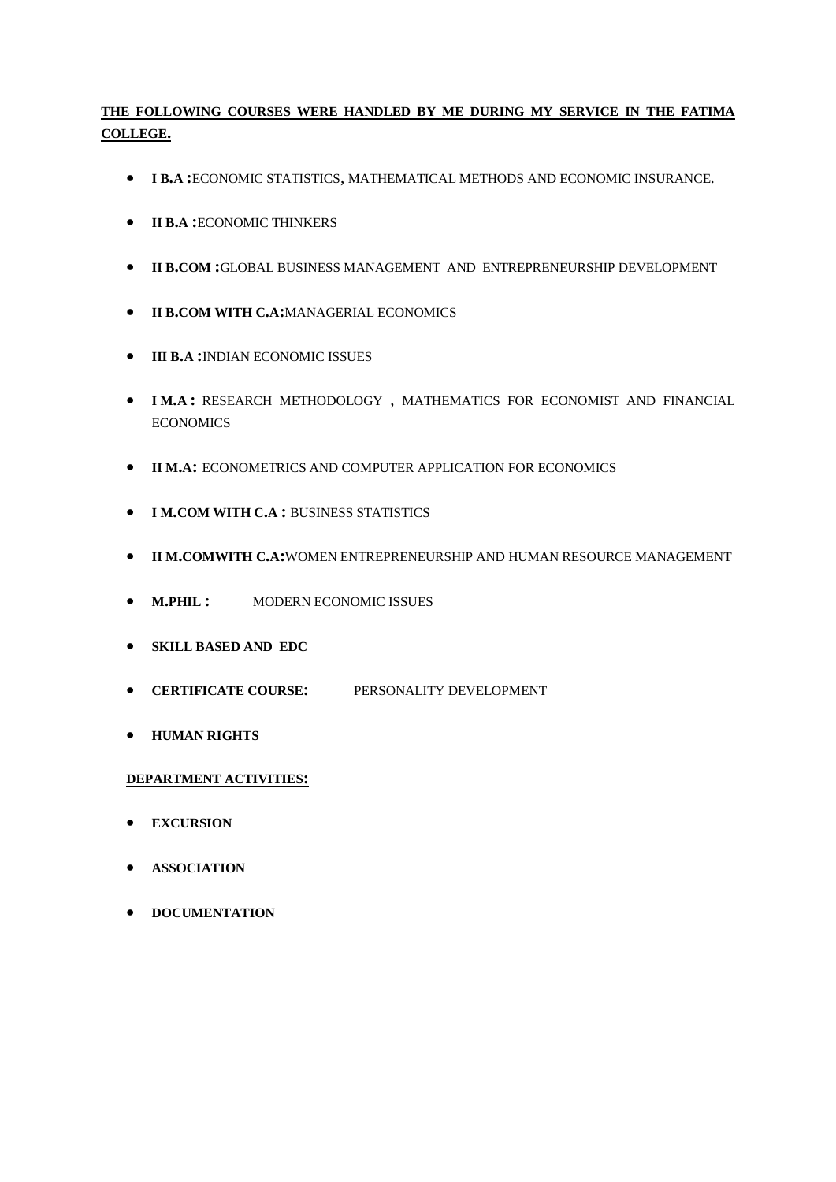**<u>THE FOLLOWING COURSES WERE HANDLED BY ME DURING MY SERVICE IN THE FATIMA COLLEGE.</u>**

- **I B.A :**ECONOMIC STATISTICS, MATHEMATICAL METHODS AND ECONOMIC INSURANCE.
- **II B.A :**ECONOMIC THINKERS
- **II B.COM :**GLOBAL BUSINESS MANAGEMENT AND ENTREPRENEURSHIP DEVELOPMENT
- **II B.COM WITH C.A:**MANAGERIAL ECONOMICS
- **III B.A :**INDIAN ECONOMIC ISSUES
- **I M.A :** RESEARCH METHODOLOGY , MATHEMATICS FOR ECONOMIST AND FINANCIAL ECONOMICS
- **II M.A:** ECONOMETRICS AND COMPUTER APPLICATION FOR ECONOMICS
- **I M.COM WITH C.A :** BUSINESS STATISTICS
- **II M.COMWITH C.A:**WOMEN ENTREPRENEURSHIP AND HUMAN RESOURCE MANAGEMENT
- **M.PHIL :** MODERN ECONOMIC ISSUES
- **SKILL BASED AND EDC**
- **CERTIFICATE COURSE:** PERSONALITY DEVELOPMENT
- **HUMAN RIGHTS**

**<u>DEPARTMENT ACTIVITIES:</u>**

- **EXCURSION**
- **ASSOCIATION**
- **DOCUMENTATION**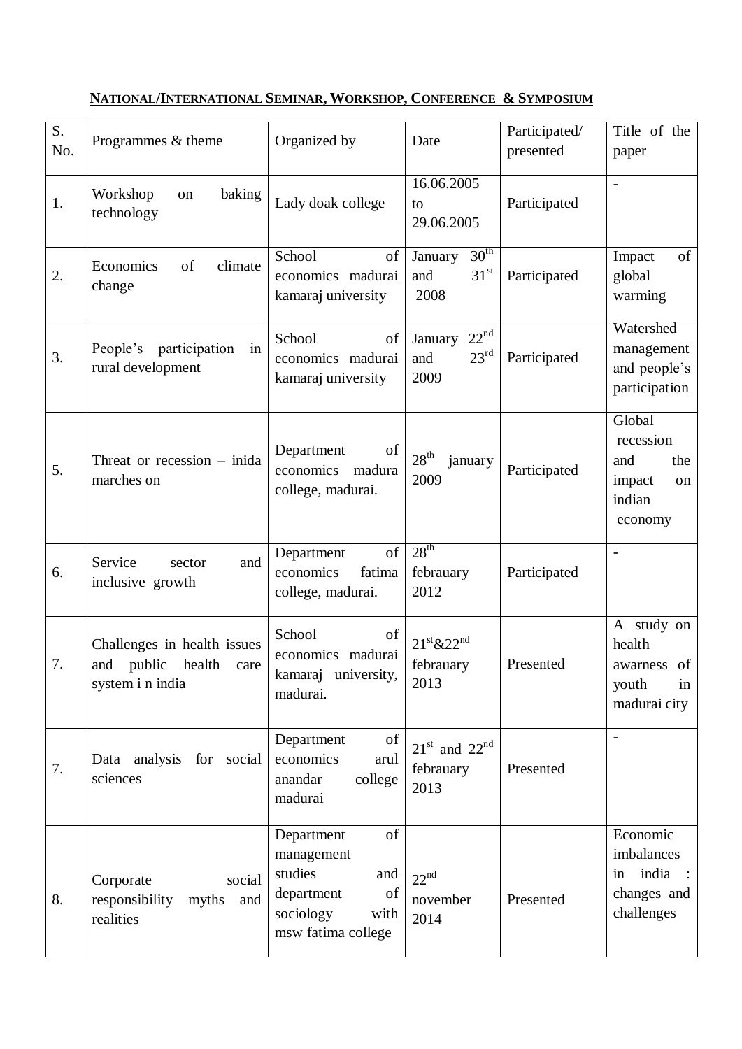## NATIONAL/INTERNATIONAL SEMINAR, WORKSHOP, CONFERENCE & SYMPOSIUM

| S. No. | Programmes & theme | Organized by | Date | Participated/ presented | Title of the paper |
|---|---|---|---|---|---|
| 1. | Workshop on baking technology | Lady doak college | 16.06.2005 to 29.06.2005 | Participated | - |
| 2. | Economics of climate change | School of economics madurai kamaraj university | January 30th and 31st 2008 | Participated | Impact of global warming |
| 3. | People's participation in rural development | School of economics madurai kamaraj university | January 22nd and 23rd 2009 | Participated | Watershed management and people's participation |
| 5. | Threat or recession – inida marches on | Department of economics madura college, madurai. | 28th january 2009 | Participated | Global recession and the impact on indian economy |
| 6. | Service sector and inclusive growth | Department of economics fatima college, madurai. | 28th febrauary 2012 | Participated | - |
| 7. | Challenges in health issues and public health care system i n india | School of economics madurai kamaraj university, madurai. | 21st&22nd febrauary 2013 | Presented | A study on health awarness of youth in madurai city |
| 7. | Data analysis for social sciences | Department of economics arul anandar college madurai | 21st and 22nd febrauary 2013 | Presented | - |
| 8. | Corporate social responsibility myths and realities | Department of management studies and department of sociology with msw fatima college | 22nd november 2014 | Presented | Economic imbalances in india : changes and challenges |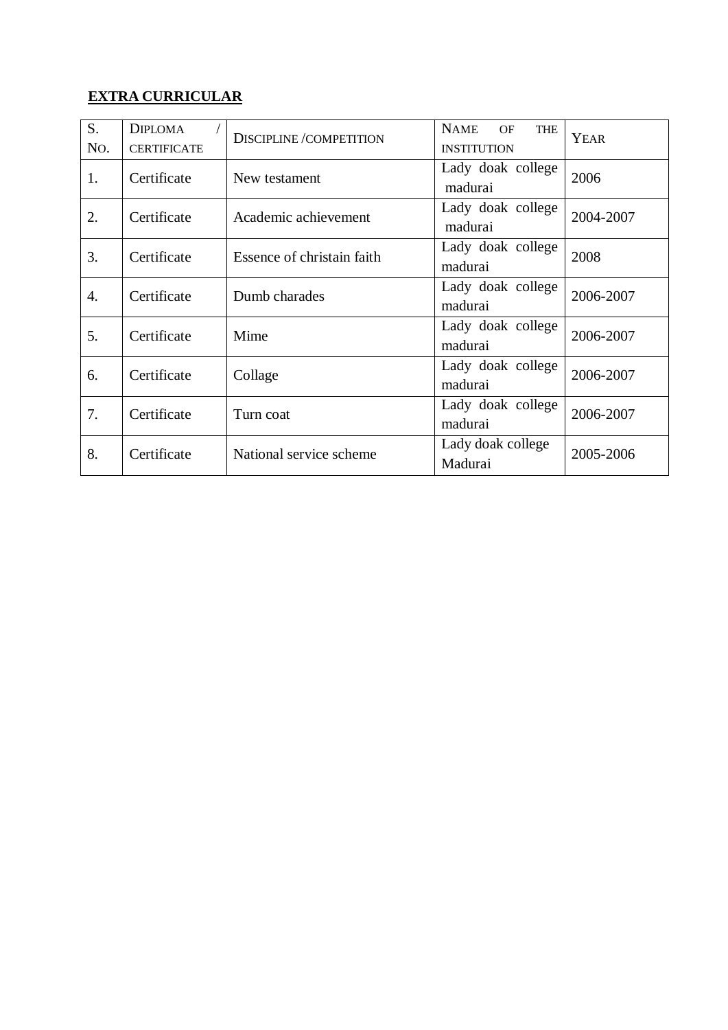**EXTRA CURRICULAR**

| S. No. | Diploma / certificate | Discipline /competition | Name of the institution | Year |
|---|---|---|---|---|
| 1. | Certificate | New testament | Lady doak college madurai | 2006 |
| 2. | Certificate | Academic achievement | Lady doak college madurai | 2004-2007 |
| 3. | Certificate | Essence of christain faith | Lady doak college madurai | 2008 |
| 4. | Certificate | Dumb charades | Lady doak college madurai | 2006-2007 |
| 5. | Certificate | Mime | Lady doak college madurai | 2006-2007 |
| 6. | Certificate | Collage | Lady doak college madurai | 2006-2007 |
| 7. | Certificate | Turn coat | Lady doak college madurai | 2006-2007 |
| 8. | Certificate | National service scheme | Lady doak college Madurai | 2005-2006 |